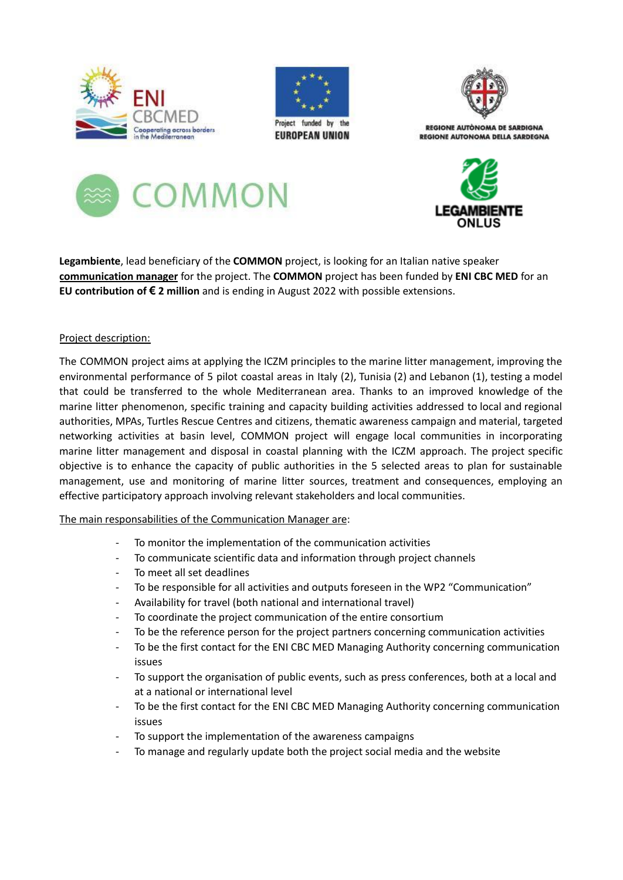**Legambiente**, lead beneficiary of the **COMMON** project, is looking for an Italian native speaker **communication manager** for the project. The **COMMON** project has been funded by **ENI CBC MED** for an **EU contribution of € 2 million** and is ending in August 2022 with possible extensions.

Project description:

The COMMON project aims at applying the ICZM principles to the marine litter management, improving the environmental performance of 5 pilot coastal areas in Italy (2), Tunisia (2) and Lebanon (1), testing a model that could be transferred to the whole Mediterranean area. Thanks to an improved knowledge of the marine litter phenomenon, specific training and capacity building activities addressed to local and regional authorities, MPAs, Turtles Rescue Centres and citizens, thematic awareness campaign and material, targeted networking activities at basin level, COMMON project will engage local communities in incorporating marine litter management and disposal in coastal planning with the ICZM approach. The project specific objective is to enhance the capacity of public authorities in the 5 selected areas to plan for sustainable management, use and monitoring of marine litter sources, treatment and consequences, employing an effective participatory approach involving relevant stakeholders and local communities.

The main responsabilities of the Communication Manager are:

- To monitor the implementation of the communication activities
- To communicate scientific data and information through project channels
- To meet all set deadlines
- To be responsible for all activities and outputs foreseen in the WP2 "Communication"
- Availability for travel (both national and international travel)
- To coordinate the project communication of the entire consortium
- To be the reference person for the project partners concerning communication activities
- To be the first contact for the ENI CBC MED Managing Authority concerning communication issues
- To support the organisation of public events, such as press conferences, both at a local and at a national or international level
- To be the first contact for the ENI CBC MED Managing Authority concerning communication issues
- To support the implementation of the awareness campaigns
- To manage and regularly update both the project social media and the website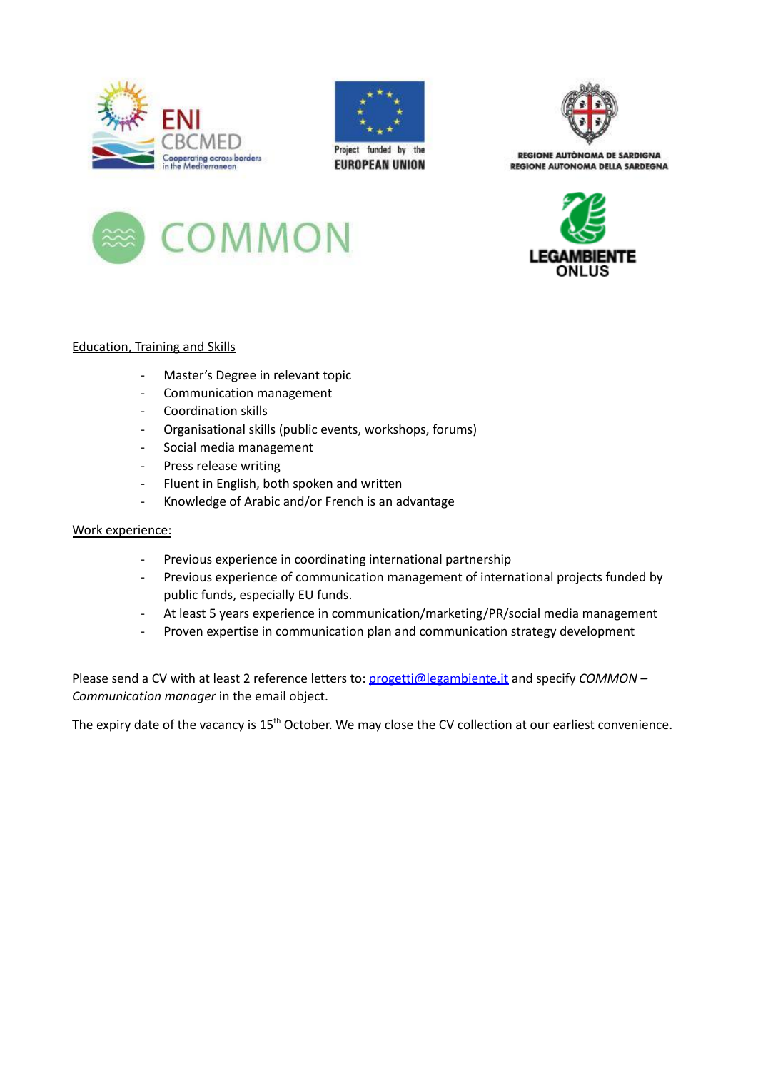Education, Training and Skills

- Master's Degree in relevant topic
- Communication management
- Coordination skills
- Organisational skills (public events, workshops, forums)
- Social media management
- Press release writing
- Fluent in English, both spoken and written
- Knowledge of Arabic and/or French is an advantage

Work experience:

- Previous experience in coordinating international partnership
- Previous experience of communication management of international projects funded by public funds, especially EU funds.
- At least 5 years experience in communication/marketing/PR/social media management
- Proven expertise in communication plan and communication strategy development

Please send a CV with at least 2 reference letters to: progetti@legambiente.it and specify *COMMON – Communication manager* in the email object.

The expiry date of the vacancy is 15th October. We may close the CV collection at our earliest convenience.